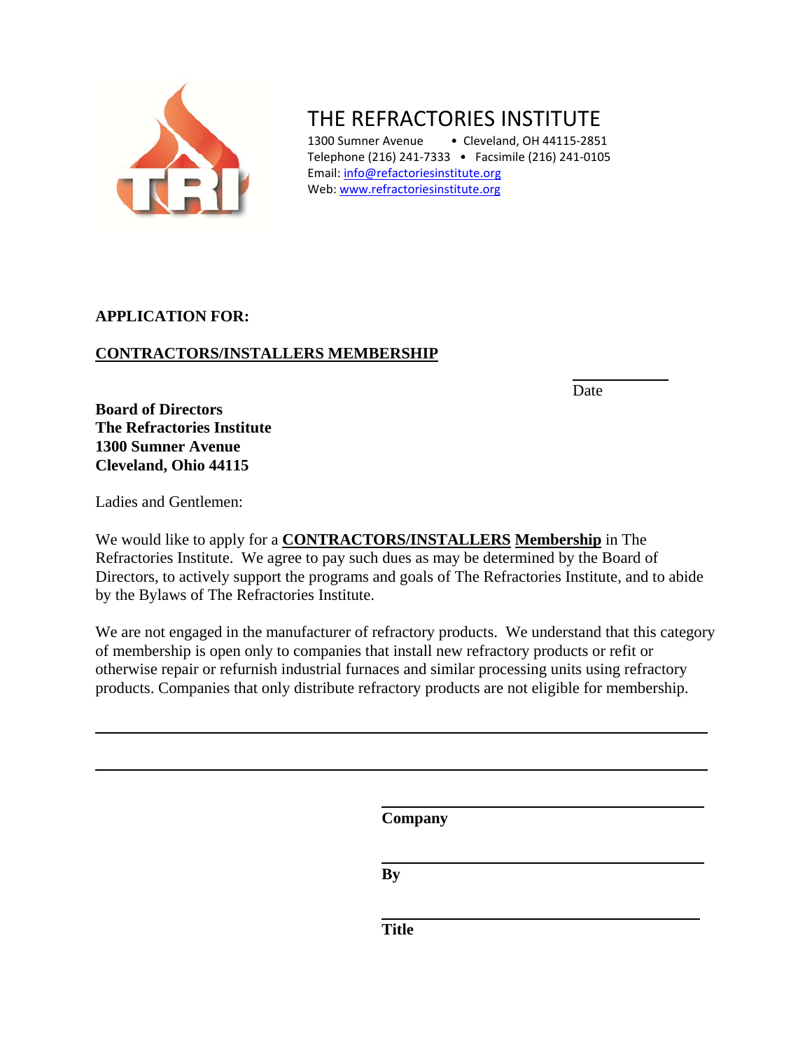# THE REFRACTORIES INSTITUTE

1300 Sumner Avenue • Cleveland, OH 44115-2851
Telephone (216) 241-7333 • Facsimile (216) 241-0105
Email: info@refactoriesinstitute.org
Web: www.refractoriesinstitute.org

**APPLICATION FOR:**

**CONTRACTORS/INSTALLERS MEMBERSHIP**

_______________
Date

**Board of Directors**
**The Refractories Institute**
**1300 Sumner Avenue**
**Cleveland, Ohio 44115**

Ladies and Gentlemen:

We would like to apply for a **CONTRACTORS/INSTALLERS Membership** in The Refractories Institute. We agree to pay such dues as may be determined by the Board of Directors, to actively support the programs and goals of The Refractories Institute, and to abide by the Bylaws of The Refractories Institute.

We are not engaged in the manufacturer of refractory products. We understand that this category of membership is open only to companies that install new refractory products or refit or otherwise repair or refurnish industrial furnaces and similar processing units using refractory products. Companies that only distribute refractory products are not eligible for membership.

_______________________________________________________________

_______________________________________________________________

_______________________________
**Company**

_______________________________
**By**

_______________________________
**Title**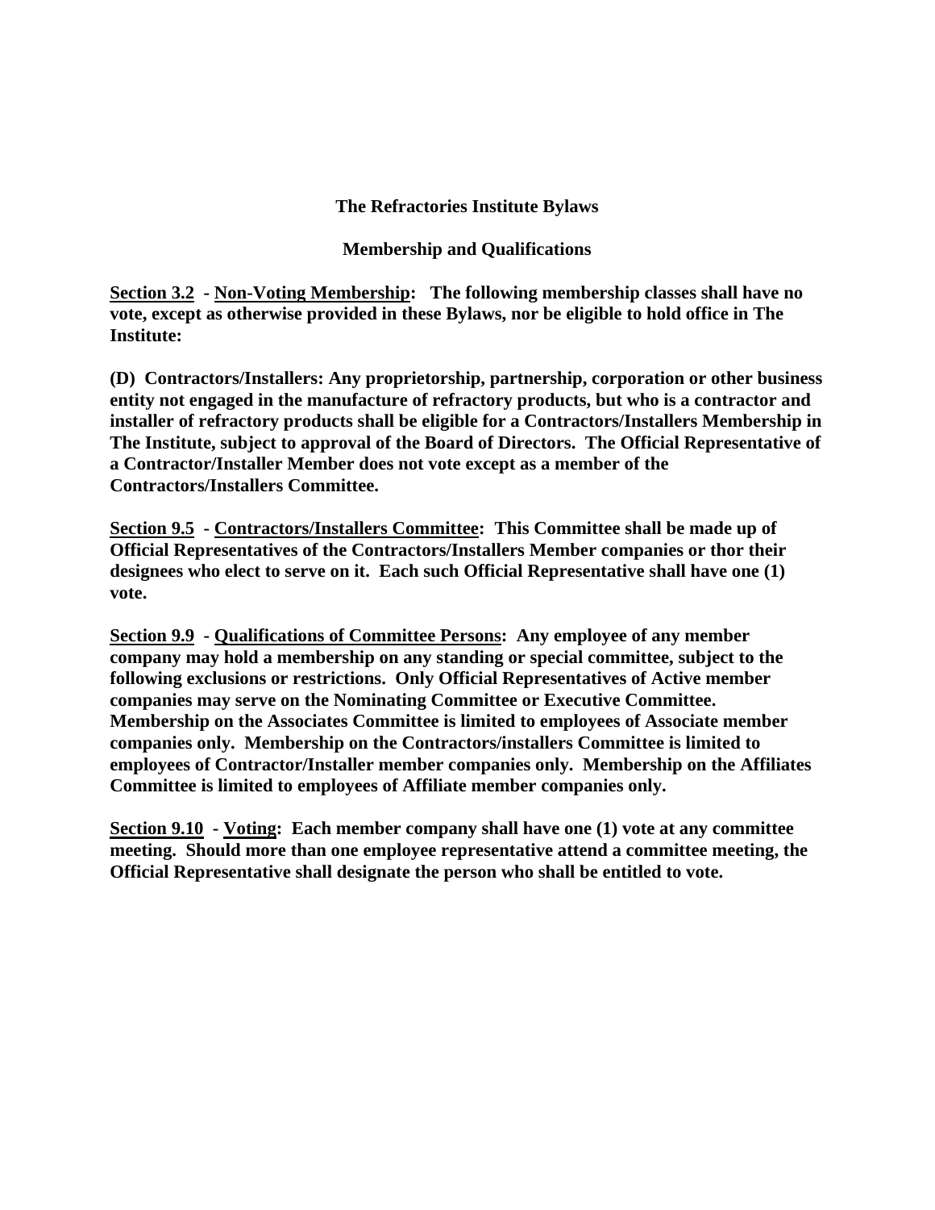**The Refractories Institute Bylaws**

**Membership and Qualifications**

**<u>Section 3.2</u> - <u>Non-Voting Membership</u>: The following membership classes shall have no vote, except as otherwise provided in these Bylaws, nor be eligible to hold office in The Institute:**

**(D) Contractors/Installers: Any proprietorship, partnership, corporation or other business entity not engaged in the manufacture of refractory products, but who is a contractor and installer of refractory products shall be eligible for a Contractors/Installers Membership in The Institute, subject to approval of the Board of Directors. The Official Representative of a Contractor/Installer Member does not vote except as a member of the Contractors/Installers Committee.**

**<u>Section 9.5</u> - <u>Contractors/Installers Committee</u>: This Committee shall be made up of Official Representatives of the Contractors/Installers Member companies or thor their designees who elect to serve on it. Each such Official Representative shall have one (1) vote.**

**<u>Section 9.9</u> - <u>Qualifications of Committee Persons</u>: Any employee of any member company may hold a membership on any standing or special committee, subject to the following exclusions or restrictions. Only Official Representatives of Active member companies may serve on the Nominating Committee or Executive Committee. Membership on the Associates Committee is limited to employees of Associate member companies only. Membership on the Contractors/installers Committee is limited to employees of Contractor/Installer member companies only. Membership on the Affiliates Committee is limited to employees of Affiliate member companies only.**

**<u>Section 9.10</u> - <u>Voting</u>: Each member company shall have one (1) vote at any committee meeting. Should more than one employee representative attend a committee meeting, the Official Representative shall designate the person who shall be entitled to vote.**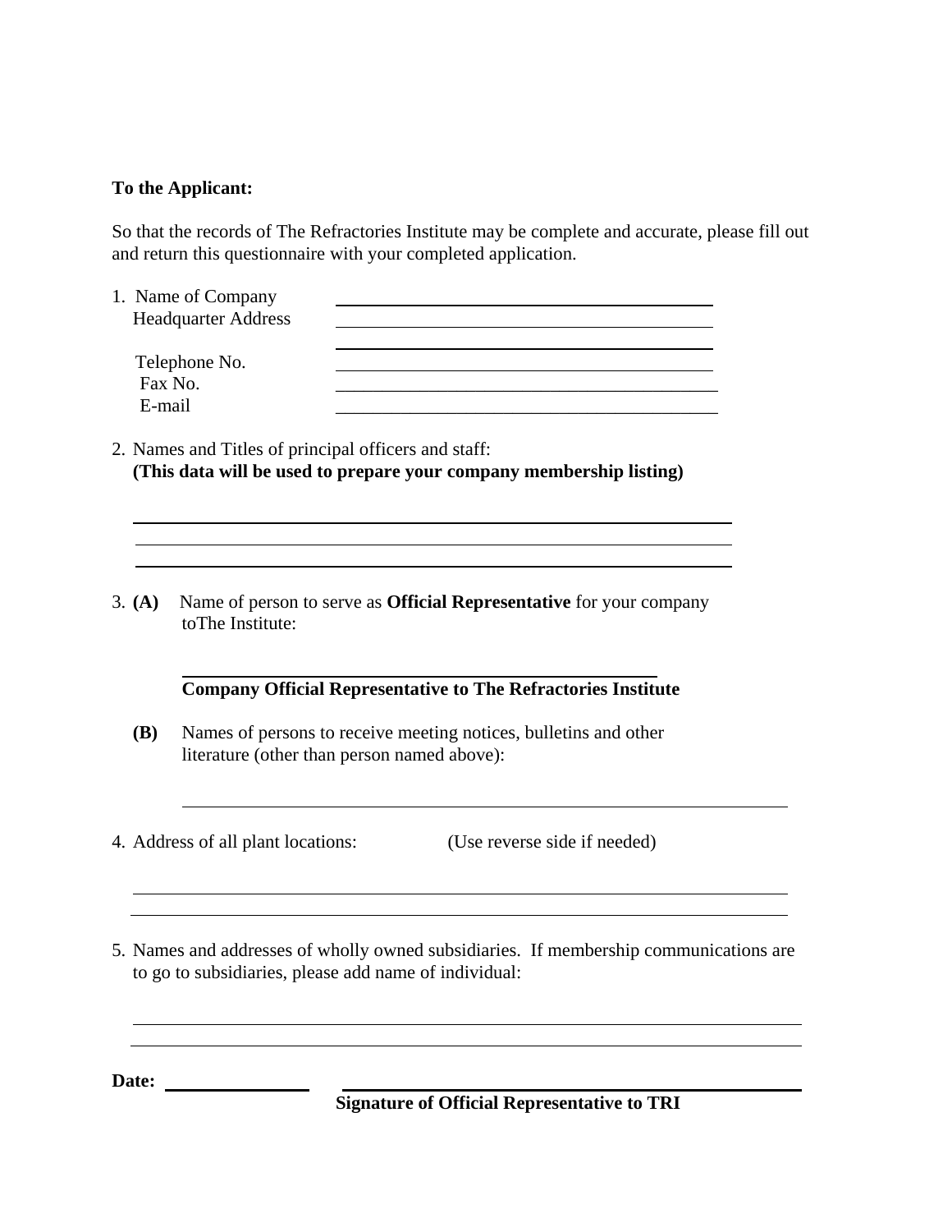**To the Applicant:**

So that the records of The Refractories Institute may be complete and accurate, please fill out and return this questionnaire with your completed application.

1. Name of Company \_\_\_\_\_\_\_\_\_\_\_\_\_\_\_\_\_\_\_\_\_\_\_\_\_\_\_\_\_\_\_\_\_\_\_\_\_\_\_\_
   Headquarter Address \_\_\_\_\_\_\_\_\_\_\_\_\_\_\_\_\_\_\_\_\_\_\_\_\_\_\_\_\_\_\_\_\_\_\_\_\_\_\_\_
   \_\_\_\_\_\_\_\_\_\_\_\_\_\_\_\_\_\_\_\_\_\_\_\_\_\_\_\_\_\_\_\_\_\_\_\_\_\_\_\_
   Telephone No. \_\_\_\_\_\_\_\_\_\_\_\_\_\_\_\_\_\_\_\_\_\_\_\_\_\_\_\_\_\_\_\_\_\_\_\_\_\_\_\_
   Fax No. \_\_\_\_\_\_\_\_\_\_\_\_\_\_\_\_\_\_\_\_\_\_\_\_\_\_\_\_\_\_\_\_\_\_\_\_\_\_\_\_
   E-mail \_\_\_\_\_\_\_\_\_\_\_\_\_\_\_\_\_\_\_\_\_\_\_\_\_\_\_\_\_\_\_\_\_\_\_\_\_\_\_\_

2. Names and Titles of principal officers and staff:
   **(This data will be used to prepare your company membership listing)**

   \_\_\_\_\_\_\_\_\_\_\_\_\_\_\_\_\_\_\_\_\_\_\_\_\_\_\_\_\_\_\_\_\_\_\_\_\_\_\_\_\_\_\_\_\_\_\_\_\_\_\_\_\_\_\_\_
   \_\_\_\_\_\_\_\_\_\_\_\_\_\_\_\_\_\_\_\_\_\_\_\_\_\_\_\_\_\_\_\_\_\_\_\_\_\_\_\_\_\_\_\_\_\_\_\_\_\_\_\_\_\_\_\_
   \_\_\_\_\_\_\_\_\_\_\_\_\_\_\_\_\_\_\_\_\_\_\_\_\_\_\_\_\_\_\_\_\_\_\_\_\_\_\_\_\_\_\_\_\_\_\_\_\_\_\_\_\_\_\_\_

3. **(A)** Name of person to serve as **Official Representative** for your company toThe Institute:

   \_\_\_\_\_\_\_\_\_\_\_\_\_\_\_\_\_\_\_\_\_\_\_\_\_\_\_\_\_\_\_\_\_\_\_\_\_\_\_\_\_\_\_\_\_\_\_\_
   **Company Official Representative to The Refractories Institute**

   **(B)** Names of persons to receive meeting notices, bulletins and other literature (other than person named above):

   \_\_\_\_\_\_\_\_\_\_\_\_\_\_\_\_\_\_\_\_\_\_\_\_\_\_\_\_\_\_\_\_\_\_\_\_\_\_\_\_\_\_\_\_\_\_\_\_\_\_\_\_\_\_\_\_

4. Address of all plant locations: (Use reverse side if needed)

   \_\_\_\_\_\_\_\_\_\_\_\_\_\_\_\_\_\_\_\_\_\_\_\_\_\_\_\_\_\_\_\_\_\_\_\_\_\_\_\_\_\_\_\_\_\_\_\_\_\_\_\_\_\_\_\_
   \_\_\_\_\_\_\_\_\_\_\_\_\_\_\_\_\_\_\_\_\_\_\_\_\_\_\_\_\_\_\_\_\_\_\_\_\_\_\_\_\_\_\_\_\_\_\_\_\_\_\_\_\_\_\_\_

5. Names and addresses of wholly owned subsidiaries. If membership communications are to go to subsidiaries, please add name of individual:

   \_\_\_\_\_\_\_\_\_\_\_\_\_\_\_\_\_\_\_\_\_\_\_\_\_\_\_\_\_\_\_\_\_\_\_\_\_\_\_\_\_\_\_\_\_\_\_\_\_\_\_\_\_\_\_\_
   \_\_\_\_\_\_\_\_\_\_\_\_\_\_\_\_\_\_\_\_\_\_\_\_\_\_\_\_\_\_\_\_\_\_\_\_\_\_\_\_\_\_\_\_\_\_\_\_\_\_\_\_\_\_\_\_

**Date:** \_\_\_\_\_\_\_\_\_\_\_\_\_\_\_\_ \_\_\_\_\_\_\_\_\_\_\_\_\_\_\_\_\_\_\_\_\_\_\_\_\_\_\_\_\_\_\_\_\_\_\_\_\_\_\_\_
**Signature of Official Representative to TRI**